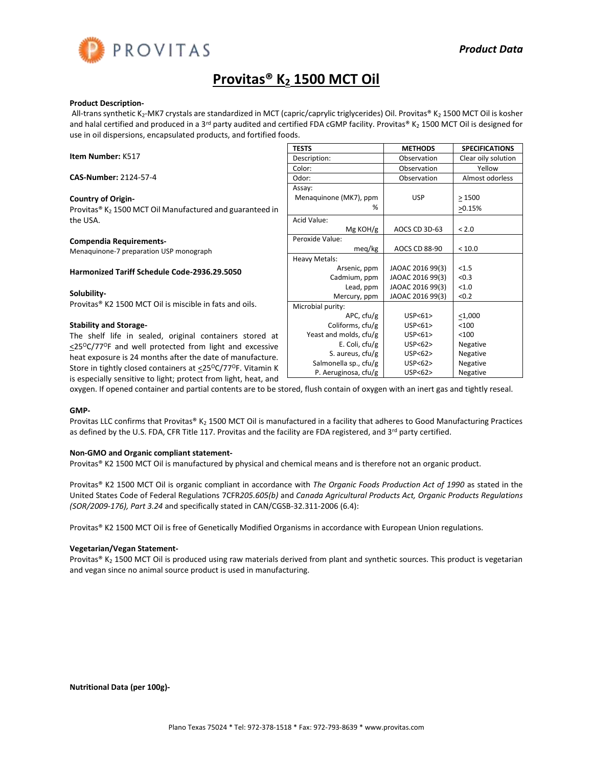*Product Data*

# Provitas® $K_2$ 1500 MCT Oil

**Product Description-**

All-trans synthetic $K_2$-MK7 crystals are standardized in MCT (capric/caprylic triglycerides) Oil. Provitas® $K_2$ 1500 MCT Oil is kosher and halal certified and produced in a 3rd party audited and certified FDA cGMP facility. Provitas® $K_2$ 1500 MCT Oil is designed for use in oil dispersions, encapsulated products, and fortified foods.

**Item Number:** K517

**CAS-Number:** 2124-57-4

**Country of Origin-**

Provitas® $K_2$ 1500 MCT Oil Manufactured and guaranteed in the USA.

**Compendia Requirements-**

Menaquinone-7 preparation USP monograph

**Harmonized Tariff Schedule Code-2936.29.5050**

**Solubility-**

Provitas® K2 1500 MCT Oil is miscible in fats and oils.

**Stability and Storage-**

The shelf life in sealed, original containers stored at ≤25°C/77°F and well protected from light and excessive heat exposure is 24 months after the date of manufacture. Store in tightly closed containers at ≤25°C/77°F. Vitamin K is especially sensitive to light; protect from light, heat, and oxygen. If opened container and partial contents are to be stored, flush contain of oxygen with an inert gas and tightly reseal.

| TESTS | METHODS | SPECIFICATIONS |
|---|---|---|
| Description: | Observation | Clear oily solution |
| Color: | Observation | Yellow |
| Odor: | Observation | Almost odorless |
| Assay: | | |
| Menaquinone (MK7), ppm | USP | ≥ 1500 |
| % | | ≥0.15% |
| Acid Value: | | |
| Mg KOH/g | AOCS CD 3D-63 | < 2.0 |
| Peroxide Value: | | |
| meq/kg | AOCS CD 88-90 | < 10.0 |
| Heavy Metals: | | |
| Arsenic, ppm | JAOAC 2016 99(3) | <1.5 |
| Cadmium, ppm | JAOAC 2016 99(3) | <0.3 |
| Lead, ppm | JAOAC 2016 99(3) | <1.0 |
| Mercury, ppm | JAOAC 2016 99(3) | <0.2 |
| Microbial purity: | | |
| APC, cfu/g | USP<61> | ≤1,000 |
| Coliforms, cfu/g | USP<61> | <100 |
| Yeast and molds, cfu/g | USP<61> | <100 |
| E. Coli, cfu/g | USP<62> | Negative |
| S. aureus, cfu/g | USP<62> | Negative |
| Salmonella sp., cfu/g | USP<62> | Negative |
| P. Aeruginosa, cfu/g | USP<62> | Negative |

**GMP-**

Provitas LLC confirms that Provitas® $K_2$ 1500 MCT Oil is manufactured in a facility that adheres to Good Manufacturing Practices as defined by the U.S. FDA, CFR Title 117. Provitas and the facility are FDA registered, and 3rd party certified.

**Non-GMO and Organic compliant statement-**

Provitas® K2 1500 MCT Oil is manufactured by physical and chemical means and is therefore not an organic product.

Provitas® K2 1500 MCT Oil is organic compliant in accordance with *The Organic Foods Production Act of 1990* as stated in the United States Code of Federal Regulations 7CFR*205.605(b)* and *Canada Agricultural Products Act, Organic Products Regulations (SOR/2009-176), Part 3.24* and specifically stated in CAN/CGSB-32.311-2006 (6.4):

Provitas® K2 1500 MCT Oil is free of Genetically Modified Organisms in accordance with European Union regulations.

**Vegetarian/Vegan Statement-**

Provitas® $K_2$ 1500 MCT Oil is produced using raw materials derived from plant and synthetic sources. This product is vegetarian and vegan since no animal source product is used in manufacturing.

**Nutritional Data (per 100g)-**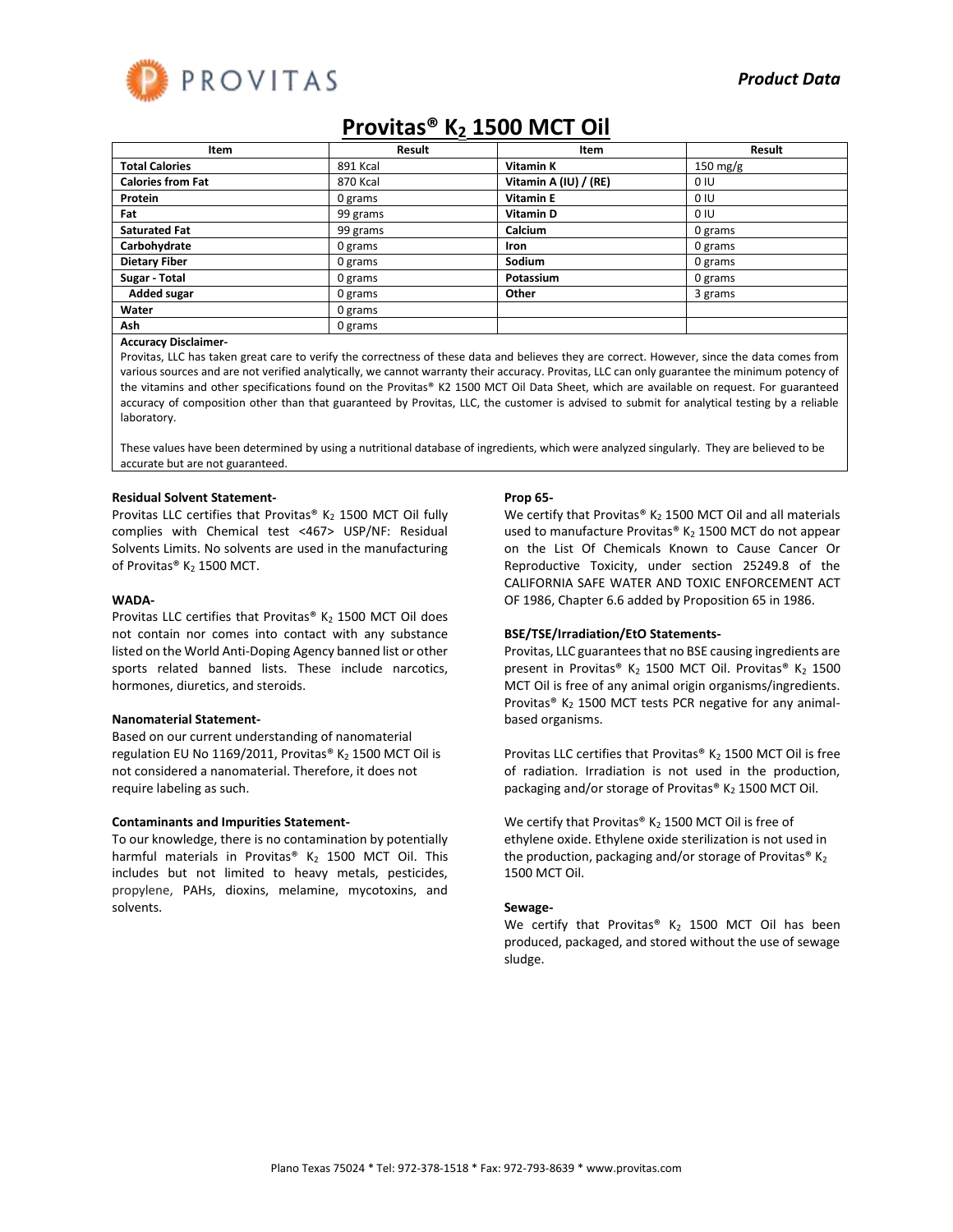*Product Data*

# Provitas® $K_2$ 1500 MCT Oil

| Item | Result | Item | Result |
|---|---|---|---|
| **Total Calories** | 891 Kcal | **Vitamin K** | 150 mg/g |
| **Calories from Fat** | 870 Kcal | **Vitamin A (IU) / (RE)** | 0 IU |
| **Protein** | 0 grams | **Vitamin E** | 0 IU |
| **Fat** | 99 grams | **Vitamin D** | 0 IU |
| **Saturated Fat** | 99 grams | **Calcium** | 0 grams |
| **Carbohydrate** | 0 grams | **Iron** | 0 grams |
| **Dietary Fiber** | 0 grams | **Sodium** | 0 grams |
| **Sugar - Total** | 0 grams | **Potassium** | 0 grams |
| **Added sugar** | 0 grams | **Other** | 3 grams |
| **Water** | 0 grams | | |
| **Ash** | 0 grams | | |

**Accuracy Disclaimer-**

Provitas, LLC has taken great care to verify the correctness of these data and believes they are correct. However, since the data comes from various sources and are not verified analytically, we cannot warranty their accuracy. Provitas, LLC can only guarantee the minimum potency of the vitamins and other specifications found on the Provitas® K2 1500 MCT Oil Data Sheet, which are available on request. For guaranteed accuracy of composition other than that guaranteed by Provitas, LLC, the customer is advised to submit for analytical testing by a reliable laboratory.

These values have been determined by using a nutritional database of ingredients, which were analyzed singularly. They are believed to be accurate but are not guaranteed.

**Residual Solvent Statement-**

Provitas LLC certifies that Provitas® $K_2$ 1500 MCT Oil fully complies with Chemical test <467> USP/NF: Residual Solvents Limits. No solvents are used in the manufacturing of Provitas® $K_2$ 1500 MCT.

**WADA-**

Provitas LLC certifies that Provitas® $K_2$ 1500 MCT Oil does not contain nor comes into contact with any substance listed on the World Anti-Doping Agency banned list or other sports related banned lists. These include narcotics, hormones, diuretics, and steroids.

**Nanomaterial Statement-**

Based on our current understanding of nanomaterial regulation EU No 1169/2011, Provitas® $K_2$ 1500 MCT Oil is not considered a nanomaterial. Therefore, it does not require labeling as such.

**Contaminants and Impurities Statement-**

To our knowledge, there is no contamination by potentially harmful materials in Provitas® $K_2$ 1500 MCT Oil. This includes but not limited to heavy metals, pesticides, propylene, PAHs, dioxins, melamine, mycotoxins, and solvents.

**Prop 65-**

We certify that Provitas® $K_2$ 1500 MCT Oil and all materials used to manufacture Provitas® $K_2$ 1500 MCT do not appear on the List Of Chemicals Known to Cause Cancer Or Reproductive Toxicity, under section 25249.8 of the CALIFORNIA SAFE WATER AND TOXIC ENFORCEMENT ACT OF 1986, Chapter 6.6 added by Proposition 65 in 1986.

**BSE/TSE/Irradiation/EtO Statements-**

Provitas, LLC guarantees that no BSE causing ingredients are present in Provitas® $K_2$ 1500 MCT Oil. Provitas® $K_2$ 1500 MCT Oil is free of any animal origin organisms/ingredients. Provitas® $K_2$ 1500 MCT tests PCR negative for any animal-based organisms.

Provitas LLC certifies that Provitas® $K_2$ 1500 MCT Oil is free of radiation. Irradiation is not used in the production, packaging and/or storage of Provitas® $K_2$ 1500 MCT Oil.

We certify that Provitas® $K_2$ 1500 MCT Oil is free of ethylene oxide. Ethylene oxide sterilization is not used in the production, packaging and/or storage of Provitas® $K_2$ 1500 MCT Oil.

**Sewage-**

We certify that Provitas® $K_2$ 1500 MCT Oil has been produced, packaged, and stored without the use of sewage sludge.

Plano Texas 75024 * Tel: 972-378-1518 * Fax: 972-793-8639 * www.provitas.com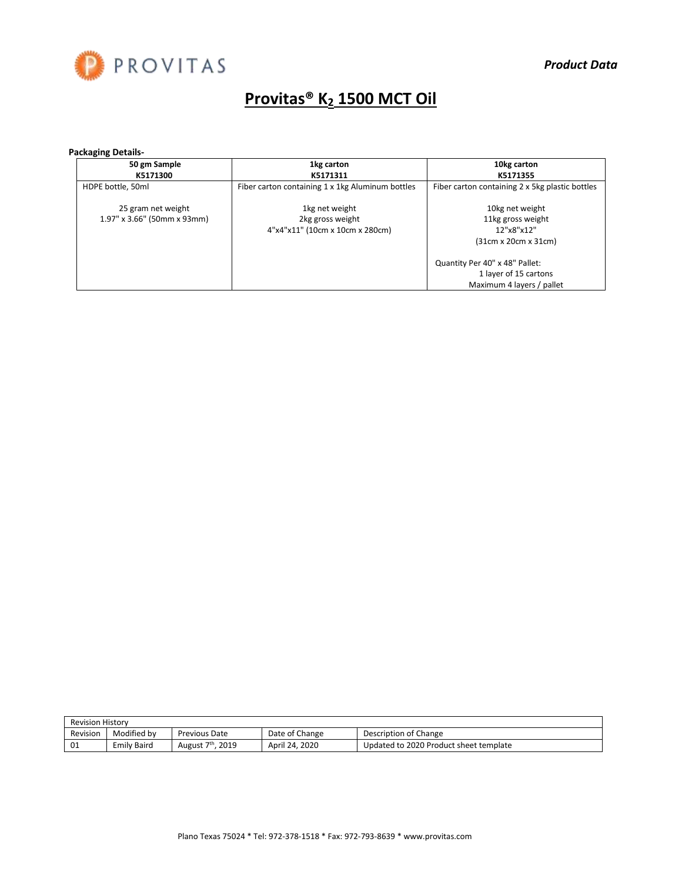*Product Data*

# Provitas® $K_2$ 1500 MCT Oil

**Packaging Details-**

| 50 gm Sample<br>K5171300 | 1kg carton<br>K5171311 | 10kg carton<br>K5171355 |
|---|---|---|
| HDPE bottle, 50ml<br><br>25 gram net weight<br>1.97" x 3.66" (50mm x 93mm) | Fiber carton containing 1 x 1kg Aluminum bottles<br><br>1kg net weight<br>2kg gross weight<br>4"x4"x11" (10cm x 10cm x 280cm) | Fiber carton containing 2 x 5kg plastic bottles<br><br>10kg net weight<br>11kg gross weight<br>12"x8"x12"<br>(31cm x 20cm x 31cm)<br><br>Quantity Per 40" x 48" Pallet:<br>1 layer of 15 cartons<br>Maximum 4 layers / pallet |

| Revision History | | | | |
|---|---|---|---|---|
| Revision | Modified by | Previous Date | Date of Change | Description of Change |
| 01 | Emily Baird | August 7th, 2019 | April 24, 2020 | Updated to 2020 Product sheet template |

Plano Texas 75024 * Tel: 972-378-1518 * Fax: 972-793-8639 * www.provitas.com